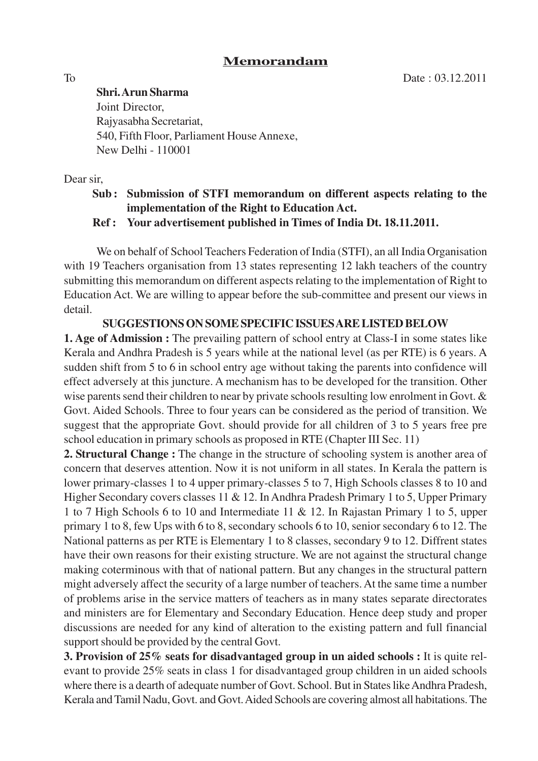# Memorandum

To

Date : 03.12.2011

**Shri. Arun Sharma**
Joint Director,
Rajyasabha Secretariat,
540, Fifth Floor, Parliament House Annexe,
New Delhi - 110001

Dear sir,

**Sub : Submission of STFI memorandum on different aspects relating to the implementation of the Right to Education Act.**

**Ref : Your advertisement published in Times of India Dt. 18.11.2011.**

We on behalf of School Teachers Federation of India (STFI), an all India Organisation with 19 Teachers organisation from 13 states representing 12 lakh teachers of the country submitting this memorandum on different aspects relating to the implementation of Right to Education Act. We are willing to appear before the sub-committee and present our views in detail.

**SUGGESTIONS ON SOME SPECIFIC ISSUES ARE LISTED BELOW**

**1. Age of Admission :** The prevailing pattern of school entry at Class-I in some states like Kerala and Andhra Pradesh is 5 years while at the national level (as per RTE) is 6 years. A sudden shift from 5 to 6 in school entry age without taking the parents into confidence will effect adversely at this juncture. A mechanism has to be developed for the transition. Other wise parents send their children to near by private schools resulting low enrolment in Govt. & Govt. Aided Schools. Three to four years can be considered as the period of transition. We suggest that the appropriate Govt. should provide for all children of 3 to 5 years free pre school education in primary schools as proposed in RTE (Chapter III Sec. 11)

**2. Structural Change :** The change in the structure of schooling system is another area of concern that deserves attention. Now it is not uniform in all states. In Kerala the pattern is lower primary-classes 1 to 4 upper primary-classes 5 to 7, High Schools classes 8 to 10 and Higher Secondary covers classes 11 & 12. In Andhra Pradesh Primary 1 to 5, Upper Primary 1 to 7 High Schools 6 to 10 and Intermediate 11 & 12. In Rajastan Primary 1 to 5, upper primary 1 to 8, few Ups with 6 to 8, secondary schools 6 to 10, senior secondary 6 to 12. The National patterns as per RTE is Elementary 1 to 8 classes, secondary 9 to 12. Diffrent states have their own reasons for their existing structure. We are not against the structural change making coterminous with that of national pattern. But any changes in the structural pattern might adversely affect the security of a large number of teachers. At the same time a number of problems arise in the service matters of teachers as in many states separate directorates and ministers are for Elementary and Secondary Education. Hence deep study and proper discussions are needed for any kind of alteration to the existing pattern and full financial support should be provided by the central Govt.

**3. Provision of 25% seats for disadvantaged group in un aided schools :** It is quite relevant to provide 25% seats in class 1 for disadvantaged group children in un aided schools where there is a dearth of adequate number of Govt. School. But in States like Andhra Pradesh, Kerala and Tamil Nadu, Govt. and Govt. Aided Schools are covering almost all habitations. The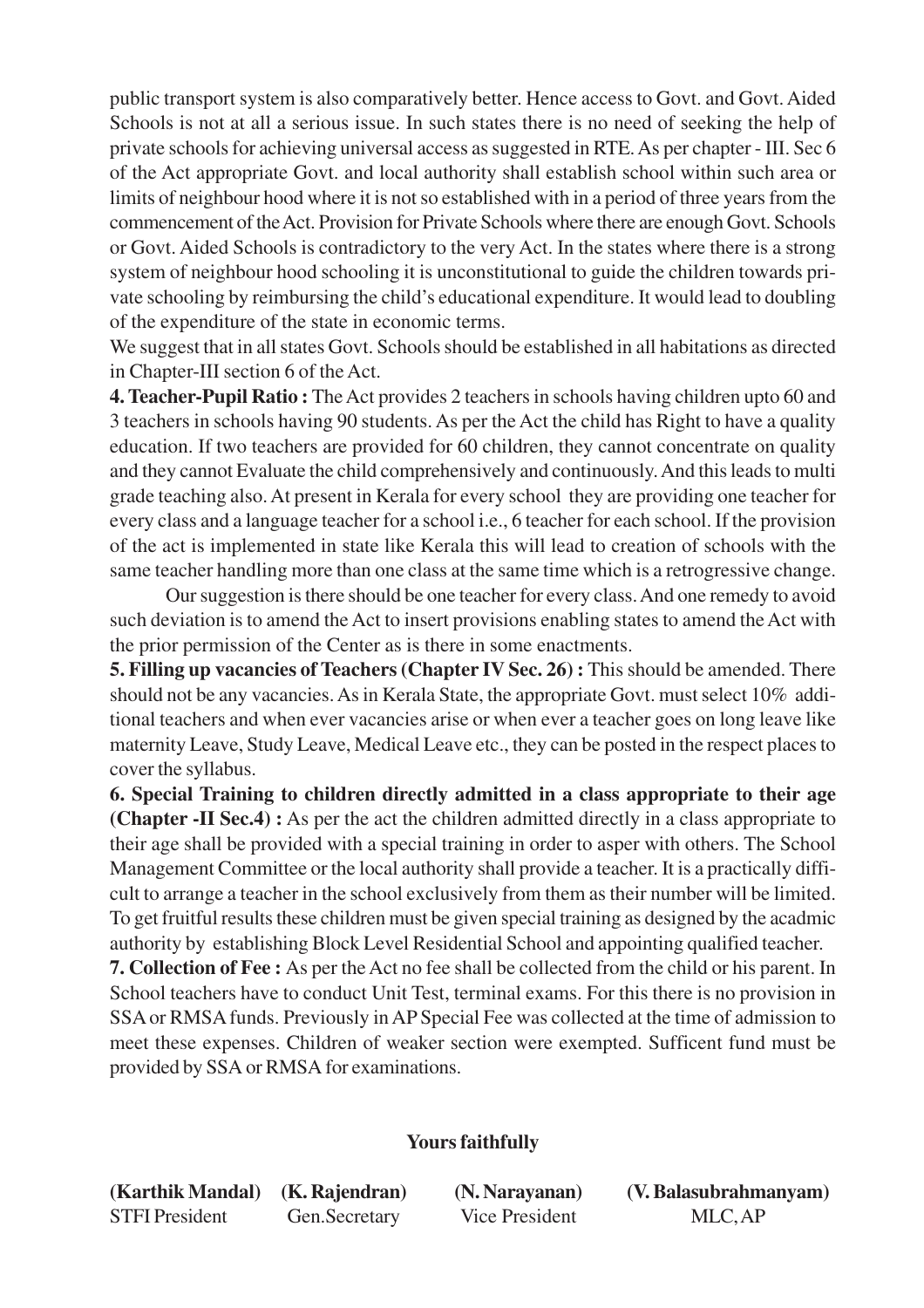public transport system is also comparatively better. Hence access to Govt. and Govt. Aided Schools is not at all a serious issue. In such states there is no need of seeking the help of private schools for achieving universal access as suggested in RTE. As per chapter - III. Sec 6 of the Act appropriate Govt. and local authority shall establish school within such area or limits of neighbour hood where it is not so established with in a period of three years from the commencement of the Act. Provision for Private Schools where there are enough Govt. Schools or Govt. Aided Schools is contradictory to the very Act. In the states where there is a strong system of neighbour hood schooling it is unconstitutional to guide the children towards private schooling by reimbursing the child's educational expenditure. It would lead to doubling of the expenditure of the state in economic terms.

We suggest that in all states Govt. Schools should be established in all habitations as directed in Chapter-III section 6 of the Act.

**4. Teacher-Pupil Ratio :** The Act provides 2 teachers in schools having children upto 60 and 3 teachers in schools having 90 students. As per the Act the child has Right to have a quality education. If two teachers are provided for 60 children, they cannot concentrate on quality and they cannot Evaluate the child comprehensively and continuously. And this leads to multi grade teaching also. At present in Kerala for every school they are providing one teacher for every class and a language teacher for a school i.e., 6 teacher for each school. If the provision of the act is implemented in state like Kerala this will lead to creation of schools with the same teacher handling more than one class at the same time which is a retrogressive change.

Our suggestion is there should be one teacher for every class. And one remedy to avoid such deviation is to amend the Act to insert provisions enabling states to amend the Act with the prior permission of the Center as is there in some enactments.

**5. Filling up vacancies of Teachers (Chapter IV Sec. 26) :** This should be amended. There should not be any vacancies. As in Kerala State, the appropriate Govt. must select 10% additional teachers and when ever vacancies arise or when ever a teacher goes on long leave like maternity Leave, Study Leave, Medical Leave etc., they can be posted in the respect places to cover the syllabus.

**6. Special Training to children directly admitted in a class appropriate to their age (Chapter -II Sec.4) :** As per the act the children admitted directly in a class appropriate to their age shall be provided with a special training in order to asper with others. The School Management Committee or the local authority shall provide a teacher. It is a practically difficult to arrange a teacher in the school exclusively from them as their number will be limited. To get fruitful results these children must be given special training as designed by the acadmic authority by establishing Block Level Residential School and appointing qualified teacher.

**7. Collection of Fee :** As per the Act no fee shall be collected from the child or his parent. In School teachers have to conduct Unit Test, terminal exams. For this there is no provision in SSA or RMSA funds. Previously in AP Special Fee was collected at the time of admission to meet these expenses. Children of weaker section were exempted. Sufficent fund must be provided by SSA or RMSA for examinations.

**Yours faithfully**

| | | | |
|---|---|---|---|
| **(Karthik Mandal)** | **(K. Rajendran)** | **(N. Narayanan)** | **(V. Balasubrahmanyam)** |
| STFI President | Gen.Secretary | Vice President | MLC, AP |